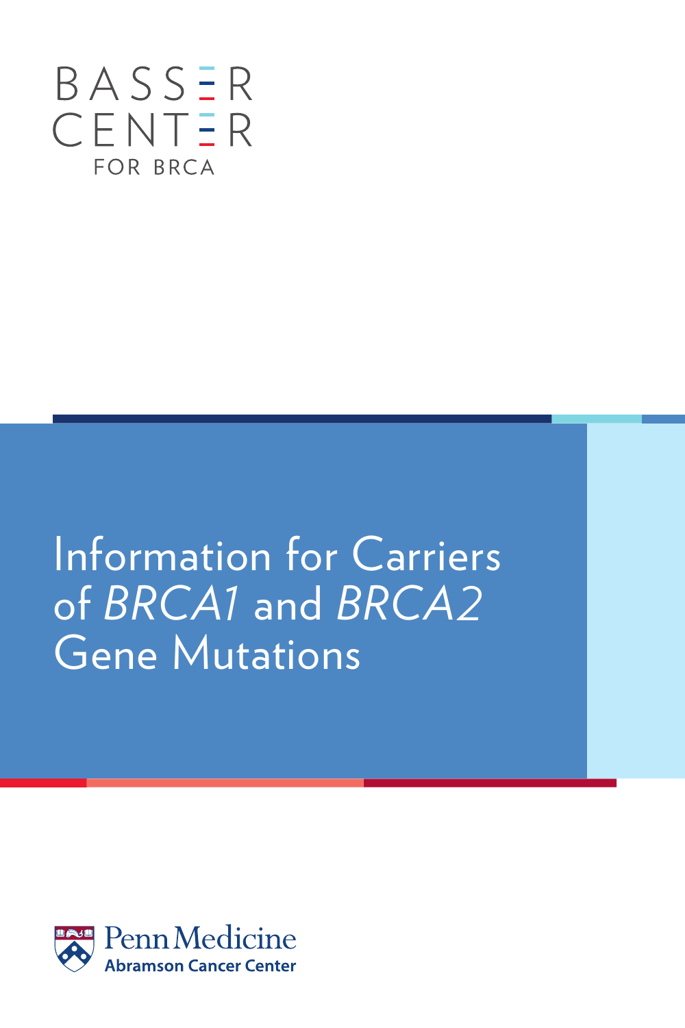BASSER CENTER

FOR BRCA

# Information for Carriers of *BRCA1* and *BRCA2* Gene Mutations

Penn Medicine
Abramson Cancer Center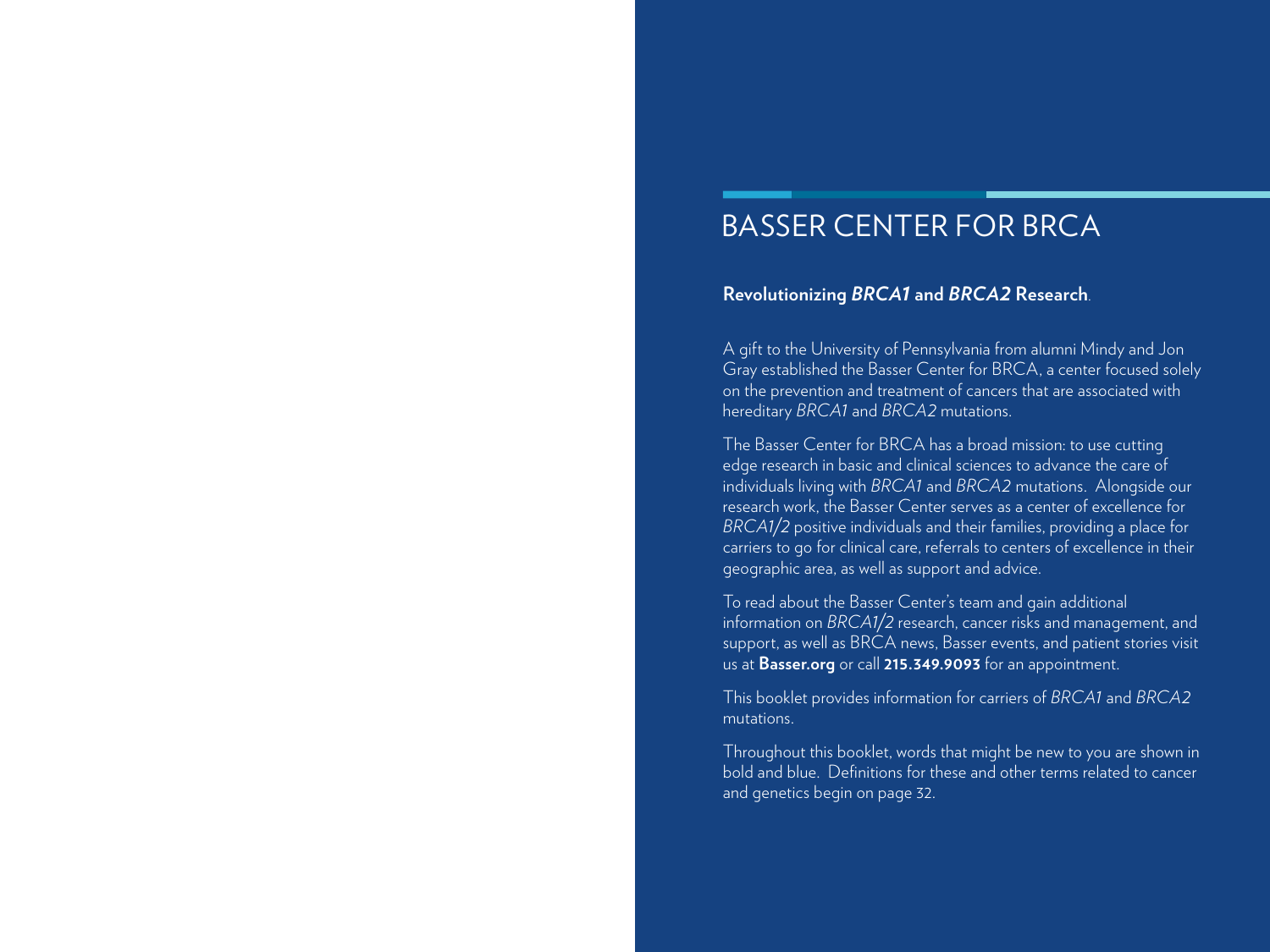# BASSER CENTER FOR BRCA

**Revolutionizing *BRCA1* and *BRCA2* Research**.

A gift to the University of Pennsylvania from alumni Mindy and Jon Gray established the Basser Center for BRCA, a center focused solely on the prevention and treatment of cancers that are associated with hereditary *BRCA1* and *BRCA2* mutations.

The Basser Center for BRCA has a broad mission: to use cutting edge research in basic and clinical sciences to advance the care of individuals living with *BRCA1* and *BRCA2* mutations. Alongside our research work, the Basser Center serves as a center of excellence for *BRCA1/2* positive individuals and their families, providing a place for carriers to go for clinical care, referrals to centers of excellence in their geographic area, as well as support and advice.

To read about the Basser Center's team and gain additional information on *BRCA1/2* research, cancer risks and management, and support, as well as BRCA news, Basser events, and patient stories visit us at **Basser.org** or call **215.349.9093** for an appointment.

This booklet provides information for carriers of *BRCA1* and *BRCA2* mutations.

Throughout this booklet, words that might be new to you are shown in bold and blue. Definitions for these and other terms related to cancer and genetics begin on page 32.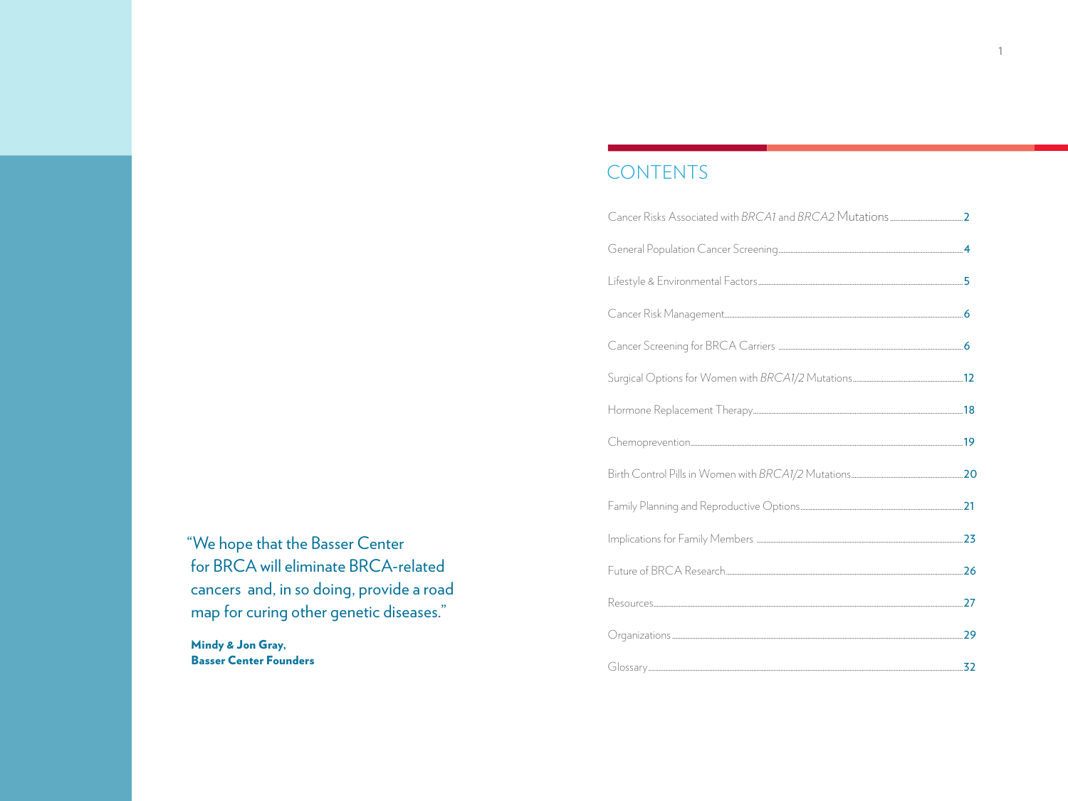> "We hope that the Basser Center for BRCA will eliminate BRCA-related cancers and, in so doing, provide a road map for curing other genetic diseases."
>
> **Mindy & Jon Gray, Basser Center Founders**

# CONTENTS

| | |
|---|---|
| Cancer Risks Associated with *BRCA1* and *BRCA2* Mutations | 2 |
| General Population Cancer Screening | 4 |
| Lifestyle & Environmental Factors | 5 |
| Cancer Risk Management | 6 |
| Cancer Screening for BRCA Carriers | 6 |
| Surgical Options for Women with *BRCA1/2* Mutations | 12 |
| Hormone Replacement Therapy | 18 |
| Chemoprevention | 19 |
| Birth Control Pills in Women with *BRCA1/2* Mutations | 20 |
| Family Planning and Reproductive Options | 21 |
| Implications for Family Members | 23 |
| Future of BRCA Research | 26 |
| Resources | 27 |
| Organizations | 29 |
| Glossary | 32 |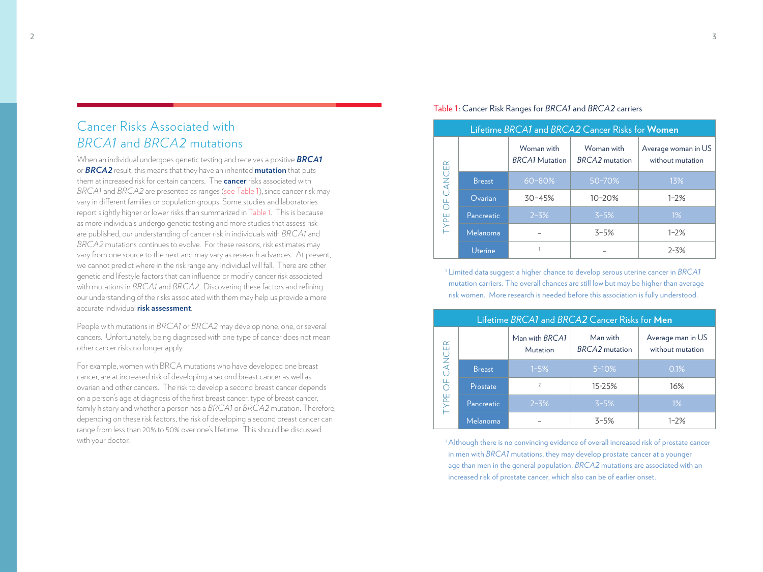## Cancer Risks Associated with *BRCA1* and *BRCA2* mutations

When an individual undergoes genetic testing and receives a positive ***BRCA1*** or ***BRCA2*** result, this means that they have an inherited **mutation** that puts them at increased risk for certain cancers. The **cancer** risks associated with *BRCA1* and *BRCA2* are presented as ranges (see Table 1), since cancer risk may vary in different families or population groups. Some studies and laboratories report slightly higher or lower risks than summarized in Table 1. This is because as more individuals undergo genetic testing and more studies that assess risk are published, our understanding of cancer risk in individuals with *BRCA1* and *BRCA2* mutations continues to evolve. For these reasons, risk estimates may vary from one source to the next and may vary as research advances. At present, we cannot predict where in the risk range any individual will fall. There are other genetic and lifestyle factors that can influence or modify cancer risk associated with mutations in *BRCA1* and *BRCA2*. Discovering these factors and refining our understanding of the risks associated with them may help us provide a more accurate individual **risk assessment**.

People with mutations in *BRCA1* or *BRCA2* may develop none, one, or several cancers. Unfortunately, being diagnosed with one type of cancer does not mean other cancer risks no longer apply.

For example, women with BRCA mutations who have developed one breast cancer, are at increased risk of developing a second breast cancer as well as ovarian and other cancers. The risk to develop a second breast cancer depends on a person's age at diagnosis of the first breast cancer, type of breast cancer, family history and whether a person has a *BRCA1* or *BRCA2* mutation. Therefore, depending on these risk factors, the risk of developing a second breast cancer can range from less than 20% to 50% over one's lifetime. This should be discussed with your doctor.

Table 1: Cancer Risk Ranges for *BRCA1* and *BRCA2* carriers

**Lifetime *BRCA1* and *BRCA2* Cancer Risks for Women**

| Type of Cancer | Woman with *BRCA1* Mutation | Woman with *BRCA2* mutation | Average woman in US without mutation |
|---|---|---|---|
| Breast | 60–80% | 50–70% | 13% |
| Ovarian | 30–45% | 10–20% | 1–2% |
| Pancreatic | 2–3% | 3–5% | 1% |
| Melanoma | – | 3–5% | 1–2% |
| Uterine | [1] | – | 2-3% |

[1] Limited data suggest a higher chance to develop serous uterine cancer in *BRCA1* mutation carriers. The overall chances are still low but may be higher than average risk women. More research is needed before this association is fully understood.

**Lifetime *BRCA1* and *BRCA2* Cancer Risks for Men**

| Type of Cancer | Man with *BRCA1* Mutation | Man with *BRCA2* mutation | Average man in US without mutation |
|---|---|---|---|
| Breast | 1–5% | 5–10% | 0.1% |
| Prostate | [2] | 15-25% | 16% |
| Pancreatic | 2–3% | 3–5% | 1% |
| Melanoma | – | 3–5% | 1–2% |

[2] Although there is no convincing evidence of overall increased risk of prostate cancer in men with *BRCA1* mutations, they may develop prostate cancer at a younger age than men in the general population. *BRCA2* mutations are associated with an increased risk of prostate cancer, which also can be of earlier onset.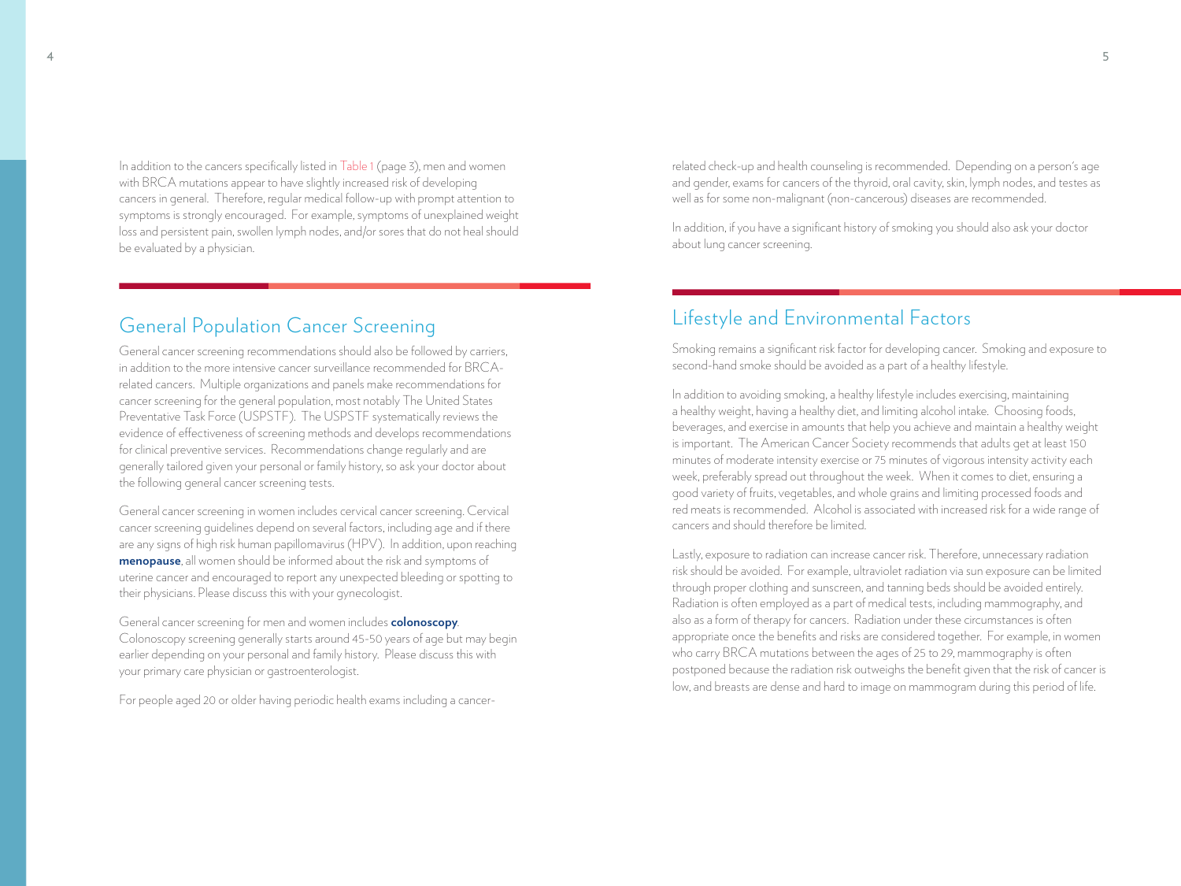In addition to the cancers specifically listed in Table 1 (page 3), men and women with BRCA mutations appear to have slightly increased risk of developing cancers in general. Therefore, regular medical follow-up with prompt attention to symptoms is strongly encouraged. For example, symptoms of unexplained weight loss and persistent pain, swollen lymph nodes, and/or sores that do not heal should be evaluated by a physician.

## General Population Cancer Screening

General cancer screening recommendations should also be followed by carriers, in addition to the more intensive cancer surveillance recommended for BRCA-related cancers. Multiple organizations and panels make recommendations for cancer screening for the general population, most notably The United States Preventative Task Force (USPSTF). The USPSTF systematically reviews the evidence of effectiveness of screening methods and develops recommendations for clinical preventive services. Recommendations change regularly and are generally tailored given your personal or family history, so ask your doctor about the following general cancer screening tests.

General cancer screening in women includes cervical cancer screening. Cervical cancer screening guidelines depend on several factors, including age and if there are any signs of high risk human papillomavirus (HPV). In addition, upon reaching **menopause**, all women should be informed about the risk and symptoms of uterine cancer and encouraged to report any unexpected bleeding or spotting to their physicians. Please discuss this with your gynecologist.

General cancer screening for men and women includes **colonoscopy**. Colonoscopy screening generally starts around 45-50 years of age but may begin earlier depending on your personal and family history. Please discuss this with your primary care physician or gastroenterologist.

For people aged 20 or older having periodic health exams including a cancer-related check-up and health counseling is recommended. Depending on a person's age and gender, exams for cancers of the thyroid, oral cavity, skin, lymph nodes, and testes as well as for some non-malignant (non-cancerous) diseases are recommended.

In addition, if you have a significant history of smoking you should also ask your doctor about lung cancer screening.

## Lifestyle and Environmental Factors

Smoking remains a significant risk factor for developing cancer. Smoking and exposure to second-hand smoke should be avoided as a part of a healthy lifestyle.

In addition to avoiding smoking, a healthy lifestyle includes exercising, maintaining a healthy weight, having a healthy diet, and limiting alcohol intake. Choosing foods, beverages, and exercise in amounts that help you achieve and maintain a healthy weight is important. The American Cancer Society recommends that adults get at least 150 minutes of moderate intensity exercise or 75 minutes of vigorous intensity activity each week, preferably spread out throughout the week. When it comes to diet, ensuring a good variety of fruits, vegetables, and whole grains and limiting processed foods and red meats is recommended. Alcohol is associated with increased risk for a wide range of cancers and should therefore be limited.

Lastly, exposure to radiation can increase cancer risk. Therefore, unnecessary radiation risk should be avoided. For example, ultraviolet radiation via sun exposure can be limited through proper clothing and sunscreen, and tanning beds should be avoided entirely. Radiation is often employed as a part of medical tests, including mammography, and also as a form of therapy for cancers. Radiation under these circumstances is often appropriate once the benefits and risks are considered together. For example, in women who carry BRCA mutations between the ages of 25 to 29, mammography is often postponed because the radiation risk outweighs the benefit given that the risk of cancer is low, and breasts are dense and hard to image on mammogram during this period of life.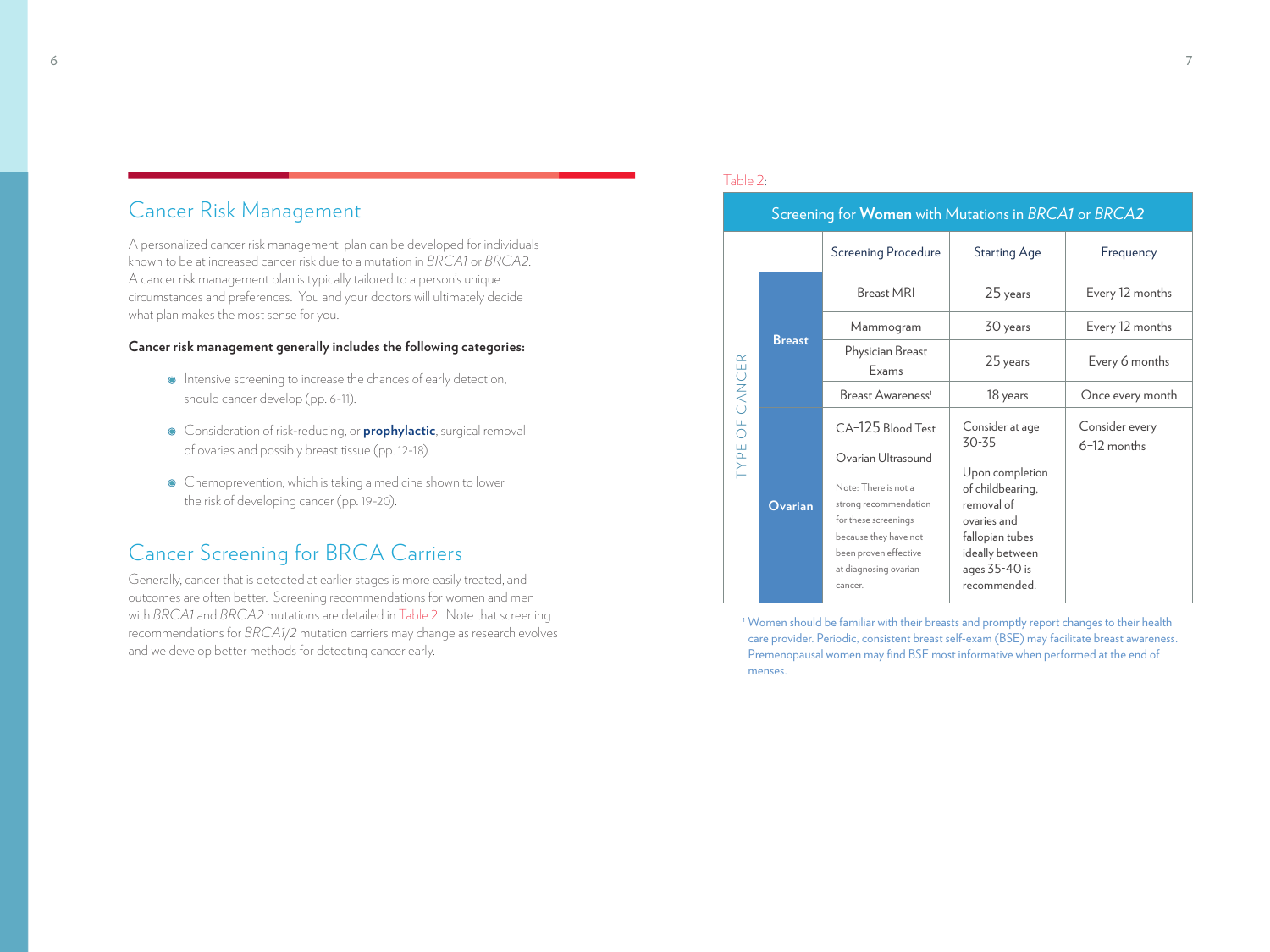## Cancer Risk Management

A personalized cancer risk management plan can be developed for individuals known to be at increased cancer risk due to a mutation in *BRCA1* or *BRCA2*. A cancer risk management plan is typically tailored to a person's unique circumstances and preferences. You and your doctors will ultimately decide what plan makes the most sense for you.

**Cancer risk management generally includes the following categories:**

- Intensive screening to increase the chances of early detection, should cancer develop (pp. 6-11).
- Consideration of risk-reducing, or **prophylactic**, surgical removal of ovaries and possibly breast tissue (pp. 12-18).
- Chemoprevention, which is taking a medicine shown to lower the risk of developing cancer (pp. 19-20).

## Cancer Screening for BRCA Carriers

Generally, cancer that is detected at earlier stages is more easily treated, and outcomes are often better. Screening recommendations for women and men with *BRCA1* and *BRCA2* mutations are detailed in Table 2. Note that screening recommendations for *BRCA1/2* mutation carriers may change as research evolves and we develop better methods for detecting cancer early.

Table 2:

**Screening for Women with Mutations in *BRCA1* or *BRCA2***

| Type of Cancer | Screening Procedure | Starting Age | Frequency |
|---|---|---|---|
| Breast | Breast MRI | 25 years | Every 12 months |
| Breast | Mammogram | 30 years | Every 12 months |
| Breast | Physician Breast Exams | 25 years | Every 6 months |
| Breast | Breast Awareness[1] | 18 years | Once every month |
| Ovarian | CA-125 Blood Test<br><br>Ovarian Ultrasound<br><br>Note: There is not a strong recommendation for these screenings because they have not been proven effective at diagnosing ovarian cancer. | Consider at age 30-35<br><br>Upon completion of childbearing, removal of ovaries and fallopian tubes ideally between ages 35-40 is recommended. | Consider every 6–12 months |

[1] Women should be familiar with their breasts and promptly report changes to their health care provider. Periodic, consistent breast self-exam (BSE) may facilitate breast awareness. Premenopausal women may find BSE most informative when performed at the end of menses.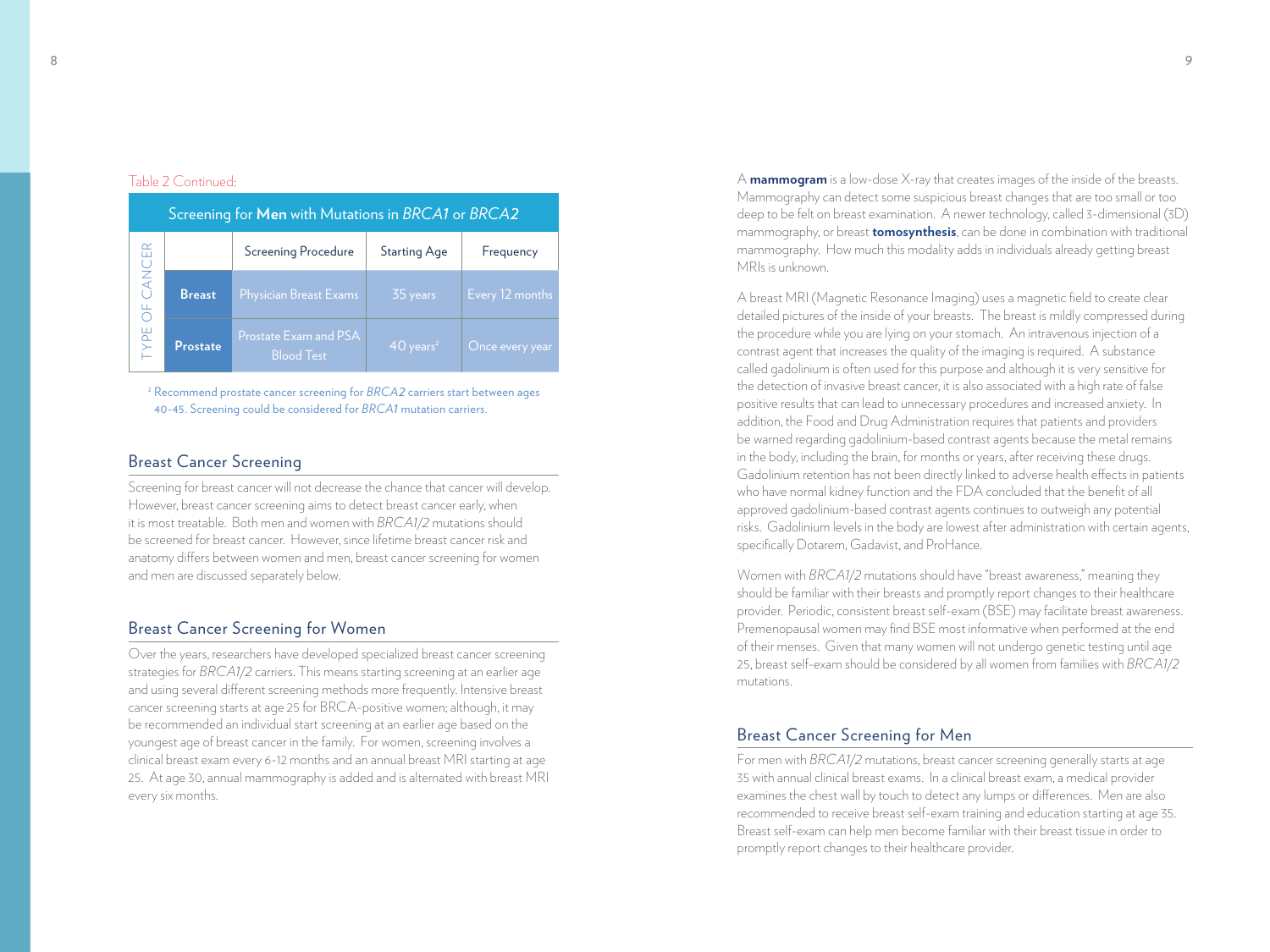Table 2 Continued:

| Screening for **Men** with Mutations in *BRCA1* or *BRCA2* | | | | |
|---|---|---|---|---|
| TYPE OF CANCER | | Screening Procedure | Starting Age | Frequency |
| | **Breast** | Physician Breast Exams | 35 years | Every 12 months |
| | **Prostate** | Prostate Exam and PSA Blood Test | 40 years[2] | Once every year |

[2] Recommend prostate cancer screening for *BRCA2* carriers start between ages 40-45. Screening could be considered for *BRCA1* mutation carriers.

## Breast Cancer Screening

Screening for breast cancer will not decrease the chance that cancer will develop. However, breast cancer screening aims to detect breast cancer early, when it is most treatable. Both men and women with *BRCA1/2* mutations should be screened for breast cancer. However, since lifetime breast cancer risk and anatomy differs between women and men, breast cancer screening for women and men are discussed separately below.

## Breast Cancer Screening for Women

Over the years, researchers have developed specialized breast cancer screening strategies for *BRCA1/2* carriers. This means starting screening at an earlier age and using several different screening methods more frequently. Intensive breast cancer screening starts at age 25 for BRCA-positive women; although, it may be recommended an individual start screening at an earlier age based on the youngest age of breast cancer in the family. For women, screening involves a clinical breast exam every 6-12 months and an annual breast MRI starting at age 25. At age 30, annual mammography is added and is alternated with breast MRI every six months.

A **mammogram** is a low-dose X-ray that creates images of the inside of the breasts. Mammography can detect some suspicious breast changes that are too small or too deep to be felt on breast examination. A newer technology, called 3-dimensional (3D) mammography, or breast **tomosynthesis**, can be done in combination with traditional mammography. How much this modality adds in individuals already getting breast MRIs is unknown.

A breast MRI (Magnetic Resonance Imaging) uses a magnetic field to create clear detailed pictures of the inside of your breasts. The breast is mildly compressed during the procedure while you are lying on your stomach. An intravenous injection of a contrast agent that increases the quality of the imaging is required. A substance called gadolinium is often used for this purpose and although it is very sensitive for the detection of invasive breast cancer, it is also associated with a high rate of false positive results that can lead to unnecessary procedures and increased anxiety. In addition, the Food and Drug Administration requires that patients and providers be warned regarding gadolinium-based contrast agents because the metal remains in the body, including the brain, for months or years, after receiving these drugs. Gadolinium retention has not been directly linked to adverse health effects in patients who have normal kidney function and the FDA concluded that the benefit of all approved gadolinium-based contrast agents continues to outweigh any potential risks. Gadolinium levels in the body are lowest after administration with certain agents, specifically Dotarem, Gadavist, and ProHance.

Women with *BRCA1/2* mutations should have "breast awareness," meaning they should be familiar with their breasts and promptly report changes to their healthcare provider. Periodic, consistent breast self-exam (BSE) may facilitate breast awareness. Premenopausal women may find BSE most informative when performed at the end of their menses. Given that many women will not undergo genetic testing until age 25, breast self-exam should be considered by all women from families with *BRCA1/2* mutations.

## Breast Cancer Screening for Men

For men with *BRCA1/2* mutations, breast cancer screening generally starts at age 35 with annual clinical breast exams. In a clinical breast exam, a medical provider examines the chest wall by touch to detect any lumps or differences. Men are also recommended to receive breast self-exam training and education starting at age 35. Breast self-exam can help men become familiar with their breast tissue in order to promptly report changes to their healthcare provider.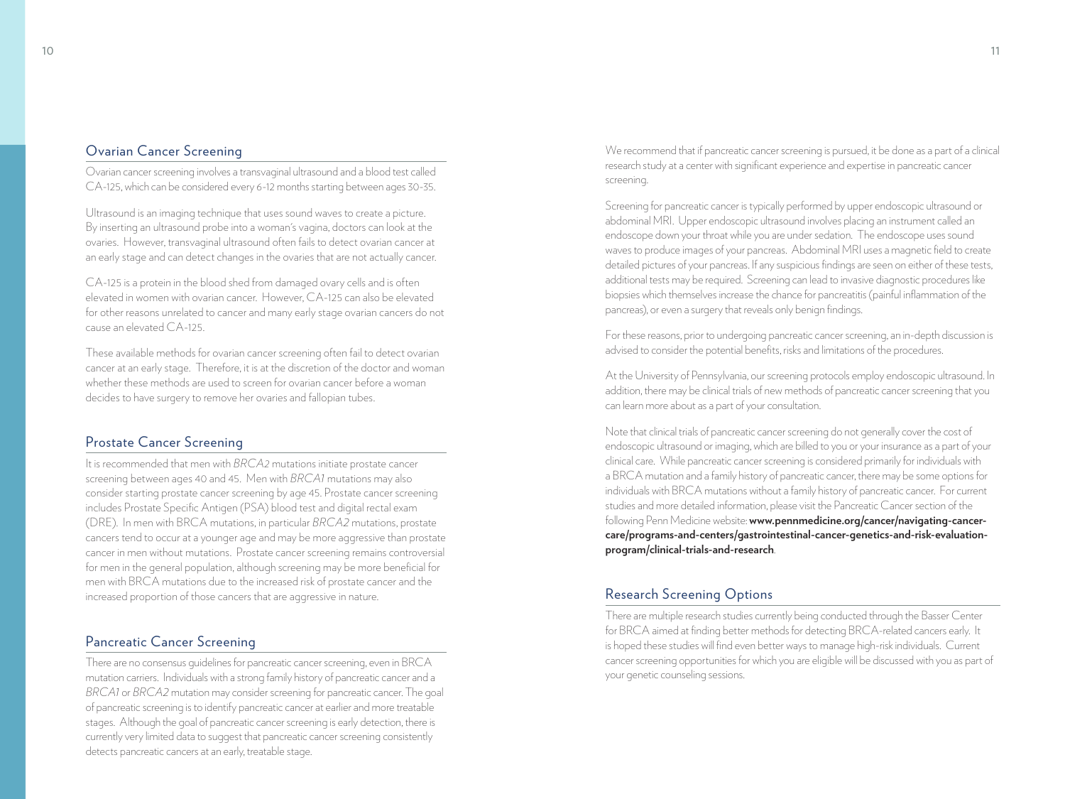## Ovarian Cancer Screening

Ovarian cancer screening involves a transvaginal ultrasound and a blood test called CA-125, which can be considered every 6-12 months starting between ages 30-35.

Ultrasound is an imaging technique that uses sound waves to create a picture. By inserting an ultrasound probe into a woman's vagina, doctors can look at the ovaries. However, transvaginal ultrasound often fails to detect ovarian cancer at an early stage and can detect changes in the ovaries that are not actually cancer.

CA-125 is a protein in the blood shed from damaged ovary cells and is often elevated in women with ovarian cancer. However, CA-125 can also be elevated for other reasons unrelated to cancer and many early stage ovarian cancers do not cause an elevated CA-125.

These available methods for ovarian cancer screening often fail to detect ovarian cancer at an early stage. Therefore, it is at the discretion of the doctor and woman whether these methods are used to screen for ovarian cancer before a woman decides to have surgery to remove her ovaries and fallopian tubes.

## Prostate Cancer Screening

It is recommended that men with *BRCA2* mutations initiate prostate cancer screening between ages 40 and 45. Men with *BRCA1* mutations may also consider starting prostate cancer screening by age 45. Prostate cancer screening includes Prostate Specific Antigen (PSA) blood test and digital rectal exam (DRE). In men with BRCA mutations, in particular *BRCA2* mutations, prostate cancers tend to occur at a younger age and may be more aggressive than prostate cancer in men without mutations. Prostate cancer screening remains controversial for men in the general population, although screening may be more beneficial for men with BRCA mutations due to the increased risk of prostate cancer and the increased proportion of those cancers that are aggressive in nature.

## Pancreatic Cancer Screening

There are no consensus guidelines for pancreatic cancer screening, even in BRCA mutation carriers. Individuals with a strong family history of pancreatic cancer and a *BRCA1* or *BRCA2* mutation may consider screening for pancreatic cancer. The goal of pancreatic screening is to identify pancreatic cancer at earlier and more treatable stages. Although the goal of pancreatic cancer screening is early detection, there is currently very limited data to suggest that pancreatic cancer screening consistently detects pancreatic cancers at an early, treatable stage.

We recommend that if pancreatic cancer screening is pursued, it be done as a part of a clinical research study at a center with significant experience and expertise in pancreatic cancer screening.

Screening for pancreatic cancer is typically performed by upper endoscopic ultrasound or abdominal MRI. Upper endoscopic ultrasound involves placing an instrument called an endoscope down your throat while you are under sedation. The endoscope uses sound waves to produce images of your pancreas. Abdominal MRI uses a magnetic field to create detailed pictures of your pancreas. If any suspicious findings are seen on either of these tests, additional tests may be required. Screening can lead to invasive diagnostic procedures like biopsies which themselves increase the chance for pancreatitis (painful inflammation of the pancreas), or even a surgery that reveals only benign findings.

For these reasons, prior to undergoing pancreatic cancer screening, an in-depth discussion is advised to consider the potential benefits, risks and limitations of the procedures.

At the University of Pennsylvania, our screening protocols employ endoscopic ultrasound. In addition, there may be clinical trials of new methods of pancreatic cancer screening that you can learn more about as a part of your consultation.

Note that clinical trials of pancreatic cancer screening do not generally cover the cost of endoscopic ultrasound or imaging, which are billed to you or your insurance as a part of your clinical care. While pancreatic cancer screening is considered primarily for individuals with a BRCA mutation and a family history of pancreatic cancer, there may be some options for individuals with BRCA mutations without a family history of pancreatic cancer. For current studies and more detailed information, please visit the Pancreatic Cancer section of the following Penn Medicine website: **www.pennmedicine.org/cancer/navigating-cancer-care/programs-and-centers/gastrointestinal-cancer-genetics-and-risk-evaluation-program/clinical-trials-and-research**.

## Research Screening Options

There are multiple research studies currently being conducted through the Basser Center for BRCA aimed at finding better methods for detecting BRCA-related cancers early. It is hoped these studies will find even better ways to manage high-risk individuals. Current cancer screening opportunities for which you are eligible will be discussed with you as part of your genetic counseling sessions.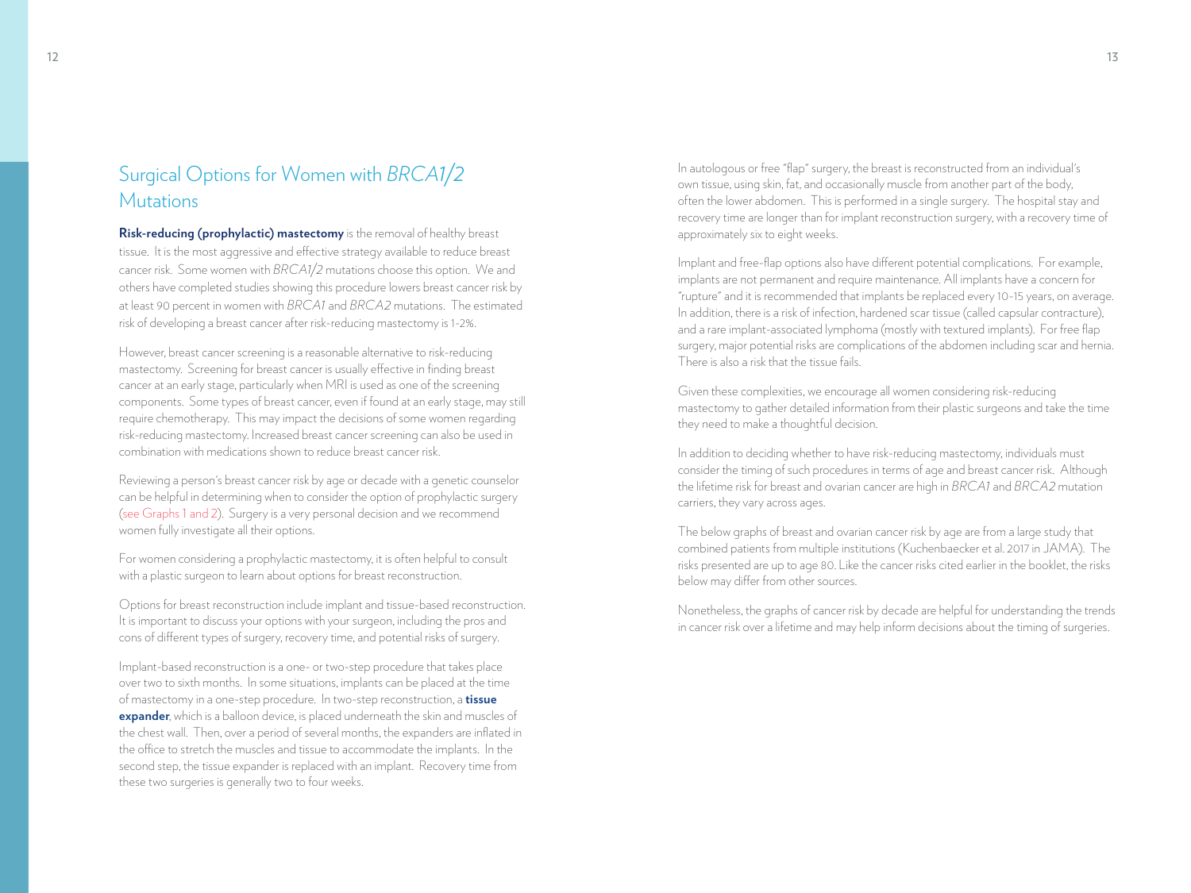## Surgical Options for Women with *BRCA1/2* Mutations

**Risk-reducing (prophylactic) mastectomy** is the removal of healthy breast tissue. It is the most aggressive and effective strategy available to reduce breast cancer risk. Some women with *BRCA1/2* mutations choose this option. We and others have completed studies showing this procedure lowers breast cancer risk by at least 90 percent in women with *BRCA1* and *BRCA2* mutations. The estimated risk of developing a breast cancer after risk-reducing mastectomy is 1-2%.

However, breast cancer screening is a reasonable alternative to risk-reducing mastectomy. Screening for breast cancer is usually effective in finding breast cancer at an early stage, particularly when MRI is used as one of the screening components. Some types of breast cancer, even if found at an early stage, may still require chemotherapy. This may impact the decisions of some women regarding risk-reducing mastectomy. Increased breast cancer screening can also be used in combination with medications shown to reduce breast cancer risk.

Reviewing a person's breast cancer risk by age or decade with a genetic counselor can be helpful in determining when to consider the option of prophylactic surgery (see Graphs 1 and 2). Surgery is a very personal decision and we recommend women fully investigate all their options.

For women considering a prophylactic mastectomy, it is often helpful to consult with a plastic surgeon to learn about options for breast reconstruction.

Options for breast reconstruction include implant and tissue-based reconstruction. It is important to discuss your options with your surgeon, including the pros and cons of different types of surgery, recovery time, and potential risks of surgery.

Implant-based reconstruction is a one- or two-step procedure that takes place over two to sixth months. In some situations, implants can be placed at the time of mastectomy in a one-step procedure. In two-step reconstruction, a **tissue expander**, which is a balloon device, is placed underneath the skin and muscles of the chest wall. Then, over a period of several months, the expanders are inflated in the office to stretch the muscles and tissue to accommodate the implants. In the second step, the tissue expander is replaced with an implant. Recovery time from these two surgeries is generally two to four weeks.

In autologous or free "flap" surgery, the breast is reconstructed from an individual's own tissue, using skin, fat, and occasionally muscle from another part of the body, often the lower abdomen. This is performed in a single surgery. The hospital stay and recovery time are longer than for implant reconstruction surgery, with a recovery time of approximately six to eight weeks.

Implant and free-flap options also have different potential complications. For example, implants are not permanent and require maintenance. All implants have a concern for "rupture" and it is recommended that implants be replaced every 10-15 years, on average. In addition, there is a risk of infection, hardened scar tissue (called capsular contracture), and a rare implant-associated lymphoma (mostly with textured implants). For free flap surgery, major potential risks are complications of the abdomen including scar and hernia. There is also a risk that the tissue fails.

Given these complexities, we encourage all women considering risk-reducing mastectomy to gather detailed information from their plastic surgeons and take the time they need to make a thoughtful decision.

In addition to deciding whether to have risk-reducing mastectomy, individuals must consider the timing of such procedures in terms of age and breast cancer risk. Although the lifetime risk for breast and ovarian cancer are high in *BRCA1* and *BRCA2* mutation carriers, they vary across ages.

The below graphs of breast and ovarian cancer risk by age are from a large study that combined patients from multiple institutions (Kuchenbaecker et al. 2017 in JAMA). The risks presented are up to age 80. Like the cancer risks cited earlier in the booklet, the risks below may differ from other sources.

Nonetheless, the graphs of cancer risk by decade are helpful for understanding the trends in cancer risk over a lifetime and may help inform decisions about the timing of surgeries.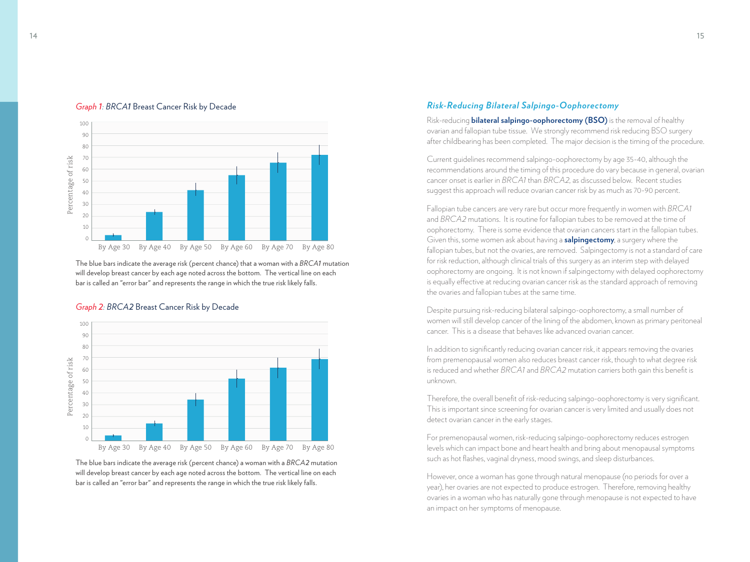*Graph 1: BRCA1* Breast Cancer Risk by Decade

The blue bars indicate the average risk (percent chance) that a woman with a *BRCA1* mutation will develop breast cancer by each age noted across the bottom. The vertical line on each bar is called an "error bar" and represents the range in which the true risk likely falls.

*Graph 2: BRCA2* Breast Cancer Risk by Decade

The blue bars indicate the average risk (percent chance) a woman with a *BRCA2* mutation will develop breast cancer by each age noted across the bottom. The vertical line on each bar is called an "error bar" and represents the range in which the true risk likely falls.

## *Risk-Reducing Bilateral Salpingo-Oophorectomy*

Risk-reducing **bilateral salpingo-oophorectomy (BSO)** is the removal of healthy ovarian and fallopian tube tissue. We strongly recommend risk reducing BSO surgery after childbearing has been completed. The major decision is the timing of the procedure.

Current guidelines recommend salpingo-oophorectomy by age 35-40, although the recommendations around the timing of this procedure do vary because in general, ovarian cancer onset is earlier in *BRCA1* than *BRCA2*, as discussed below. Recent studies suggest this approach will reduce ovarian cancer risk by as much as 70-90 percent.

Fallopian tube cancers are very rare but occur more frequently in women with *BRCA1* and *BRCA2* mutations. It is routine for fallopian tubes to be removed at the time of oophorectomy. There is some evidence that ovarian cancers start in the fallopian tubes. Given this, some women ask about having a **salpingectomy**, a surgery where the fallopian tubes, but not the ovaries, are removed. Salpingectomy is not a standard of care for risk reduction, although clinical trials of this surgery as an interim step with delayed oophorectomy are ongoing. It is not known if salpingectomy with delayed oophorectomy is equally effective at reducing ovarian cancer risk as the standard approach of removing the ovaries and fallopian tubes at the same time.

Despite pursuing risk-reducing bilateral salpingo-oophorectomy, a small number of women will still develop cancer of the lining of the abdomen, known as primary peritoneal cancer. This is a disease that behaves like advanced ovarian cancer.

In addition to significantly reducing ovarian cancer risk, it appears removing the ovaries from premenopausal women also reduces breast cancer risk, though to what degree risk is reduced and whether *BRCA1* and *BRCA2* mutation carriers both gain this benefit is unknown.

Therefore, the overall benefit of risk-reducing salpingo-oophorectomy is very significant. This is important since screening for ovarian cancer is very limited and usually does not detect ovarian cancer in the early stages.

For premenopausal women, risk-reducing salpingo-oophorectomy reduces estrogen levels which can impact bone and heart health and bring about menopausal symptoms such as hot flashes, vaginal dryness, mood swings, and sleep disturbances.

However, once a woman has gone through natural menopause (no periods for over a year), her ovaries are not expected to produce estrogen. Therefore, removing healthy ovaries in a woman who has naturally gone through menopause is not expected to have an impact on her symptoms of menopause.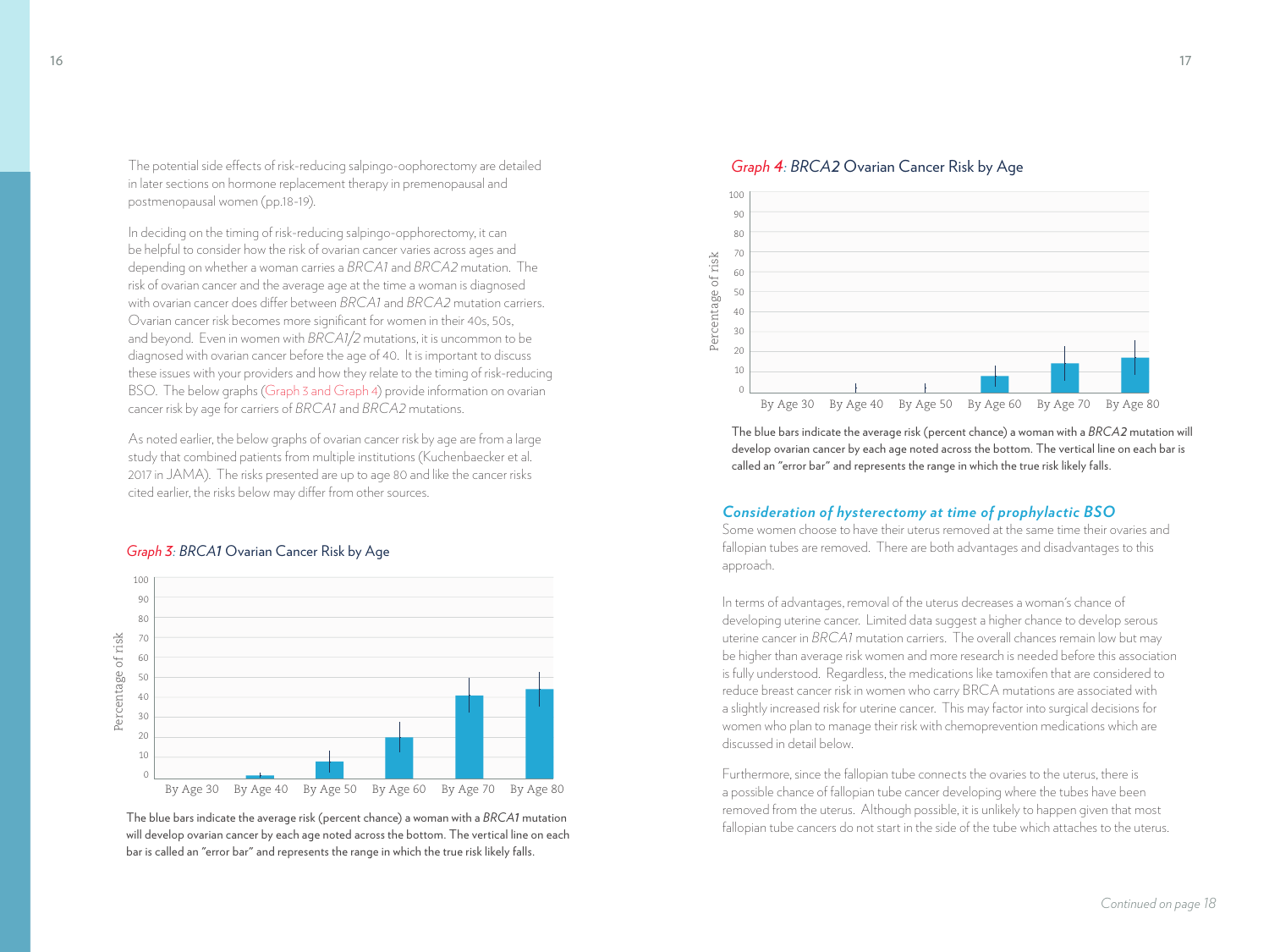The potential side effects of risk-reducing salpingo-oophorectomy are detailed in later sections on hormone replacement therapy in premenopausal and postmenopausal women (pp.18-19).

In deciding on the timing of risk-reducing salpingo-opphorectomy, it can be helpful to consider how the risk of ovarian cancer varies across ages and depending on whether a woman carries a *BRCA1* and *BRCA2* mutation. The risk of ovarian cancer and the average age at the time a woman is diagnosed with ovarian cancer does differ between *BRCA1* and *BRCA2* mutation carriers. Ovarian cancer risk becomes more significant for women in their 40s, 50s, and beyond. Even in women with *BRCA1/2* mutations, it is uncommon to be diagnosed with ovarian cancer before the age of 40. It is important to discuss these issues with your providers and how they relate to the timing of risk-reducing BSO. The below graphs (Graph 3 and Graph 4) provide information on ovarian cancer risk by age for carriers of *BRCA1* and *BRCA2* mutations.

As noted earlier, the below graphs of ovarian cancer risk by age are from a large study that combined patients from multiple institutions (Kuchenbaecker et al. 2017 in JAMA). The risks presented are up to age 80 and like the cancer risks cited earlier, the risks below may differ from other sources.

*Graph 3: BRCA1* Ovarian Cancer Risk by Age

The blue bars indicate the average risk (percent chance) a woman with a *BRCA1* mutation will develop ovarian cancer by each age noted across the bottom. The vertical line on each bar is called an "error bar" and represents the range in which the true risk likely falls.

*Graph 4: BRCA2* Ovarian Cancer Risk by Age

The blue bars indicate the average risk (percent chance) a woman with a *BRCA2* mutation will develop ovarian cancer by each age noted across the bottom. The vertical line on each bar is called an "error bar" and represents the range in which the true risk likely falls.

### *Consideration of hysterectomy at time of prophylactic BSO*

Some women choose to have their uterus removed at the same time their ovaries and fallopian tubes are removed. There are both advantages and disadvantages to this approach.

In terms of advantages, removal of the uterus decreases a woman's chance of developing uterine cancer. Limited data suggest a higher chance to develop serous uterine cancer in *BRCA1* mutation carriers. The overall chances remain low but may be higher than average risk women and more research is needed before this association is fully understood. Regardless, the medications like tamoxifen that are considered to reduce breast cancer risk in women who carry BRCA mutations are associated with a slightly increased risk for uterine cancer. This may factor into surgical decisions for women who plan to manage their risk with chemoprevention medications which are discussed in detail below.

Furthermore, since the fallopian tube connects the ovaries to the uterus, there is a possible chance of fallopian tube cancer developing where the tubes have been removed from the uterus. Although possible, it is unlikely to happen given that most fallopian tube cancers do not start in the side of the tube which attaches to the uterus.

*Continued on page 18*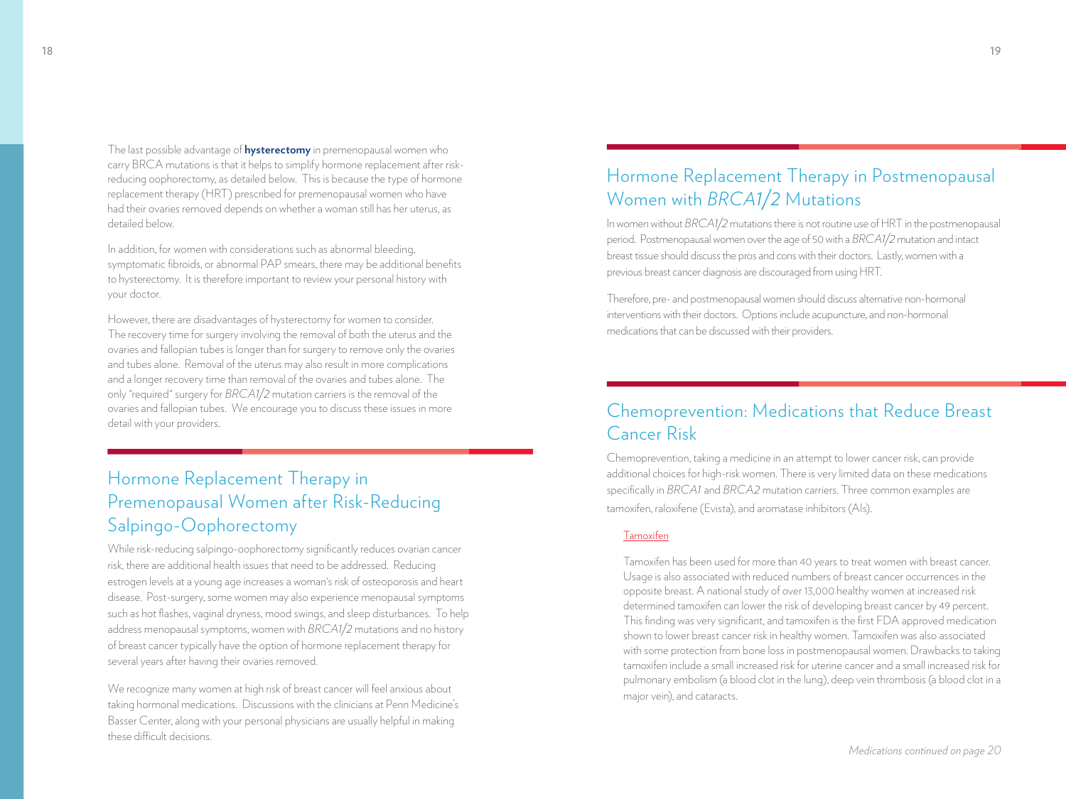The last possible advantage of **hysterectomy** in premenopausal women who carry BRCA mutations is that it helps to simplify hormone replacement after risk-reducing oophorectomy, as detailed below. This is because the type of hormone replacement therapy (HRT) prescribed for premenopausal women who have had their ovaries removed depends on whether a woman still has her uterus, as detailed below.

In addition, for women with considerations such as abnormal bleeding, symptomatic fibroids, or abnormal PAP smears, there may be additional benefits to hysterectomy. It is therefore important to review your personal history with your doctor.

However, there are disadvantages of hysterectomy for women to consider. The recovery time for surgery involving the removal of both the uterus and the ovaries and fallopian tubes is longer than for surgery to remove only the ovaries and tubes alone. Removal of the uterus may also result in more complications and a longer recovery time than removal of the ovaries and tubes alone. The only "required" surgery for *BRCA1/2* mutation carriers is the removal of the ovaries and fallopian tubes. We encourage you to discuss these issues in more detail with your providers.

## Hormone Replacement Therapy in Premenopausal Women after Risk-Reducing Salpingo-Oophorectomy

While risk-reducing salpingo-oophorectomy significantly reduces ovarian cancer risk, there are additional health issues that need to be addressed. Reducing estrogen levels at a young age increases a woman's risk of osteoporosis and heart disease. Post-surgery, some women may also experience menopausal symptoms such as hot flashes, vaginal dryness, mood swings, and sleep disturbances. To help address menopausal symptoms, women with *BRCA1/2* mutations and no history of breast cancer typically have the option of hormone replacement therapy for several years after having their ovaries removed.

We recognize many women at high risk of breast cancer will feel anxious about taking hormonal medications. Discussions with the clinicians at Penn Medicine's Basser Center, along with your personal physicians are usually helpful in making these difficult decisions.

## Hormone Replacement Therapy in Postmenopausal Women with *BRCA1/2* Mutations

In women without *BRCA1/2* mutations there is not routine use of HRT in the postmenopausal period. Postmenopausal women over the age of 50 with a *BRCA1/2* mutation and intact breast tissue should discuss the pros and cons with their doctors. Lastly, women with a previous breast cancer diagnosis are discouraged from using HRT.

Therefore, pre- and postmenopausal women should discuss alternative non-hormonal interventions with their doctors. Options include acupuncture, and non-hormonal medications that can be discussed with their providers.

## Chemoprevention: Medications that Reduce Breast Cancer Risk

Chemoprevention, taking a medicine in an attempt to lower cancer risk, can provide additional choices for high-risk women. There is very limited data on these medications specifically in *BRCA1* and *BRCA2* mutation carriers. Three common examples are tamoxifen, raloxifene (Evista), and aromatase inhibitors (AIs).

### Tamoxifen

Tamoxifen has been used for more than 40 years to treat women with breast cancer. Usage is also associated with reduced numbers of breast cancer occurrences in the opposite breast. A national study of over 13,000 healthy women at increased risk determined tamoxifen can lower the risk of developing breast cancer by 49 percent. This finding was very significant, and tamoxifen is the first FDA approved medication shown to lower breast cancer risk in healthy women. Tamoxifen was also associated with some protection from bone loss in postmenopausal women. Drawbacks to taking tamoxifen include a small increased risk for uterine cancer and a small increased risk for pulmonary embolism (a blood clot in the lung), deep vein thrombosis (a blood clot in a major vein), and cataracts.

*Medications continued on page 20*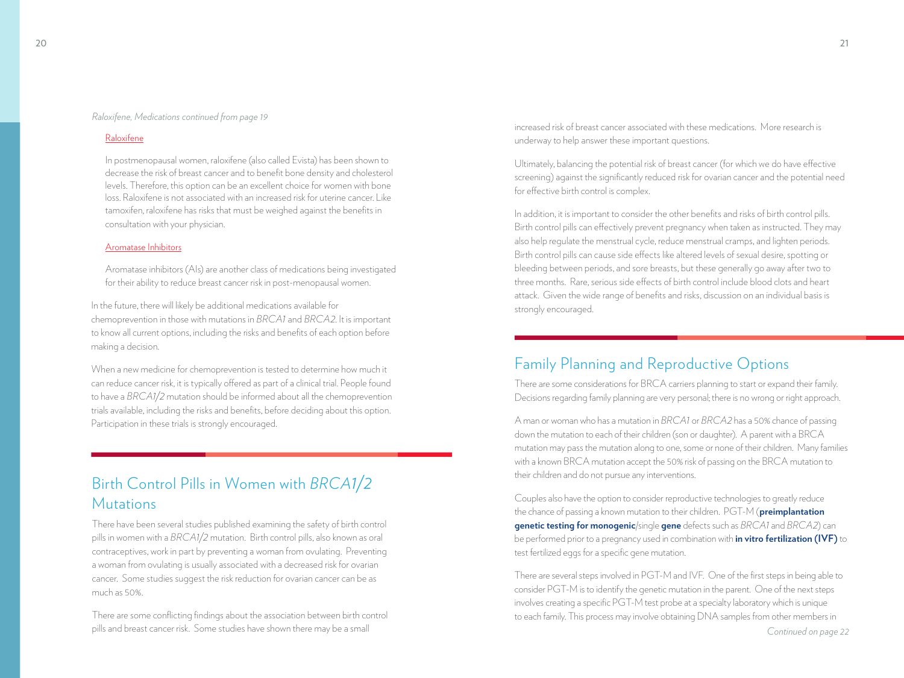*Raloxifene, Medications continued from page 19*

Raloxifene

In postmenopausal women, raloxifene (also called Evista) has been shown to decrease the risk of breast cancer and to benefit bone density and cholesterol levels. Therefore, this option can be an excellent choice for women with bone loss. Raloxifene is not associated with an increased risk for uterine cancer. Like tamoxifen, raloxifene has risks that must be weighed against the benefits in consultation with your physician.

Aromatase Inhibitors

Aromatase inhibitors (AIs) are another class of medications being investigated for their ability to reduce breast cancer risk in post-menopausal women.

In the future, there will likely be additional medications available for chemoprevention in those with mutations in *BRCA1* and *BRCA2*. It is important to know all current options, including the risks and benefits of each option before making a decision.

When a new medicine for chemoprevention is tested to determine how much it can reduce cancer risk, it is typically offered as part of a clinical trial. People found to have a *BRCA1/2* mutation should be informed about all the chemoprevention trials available, including the risks and benefits, before deciding about this option. Participation in these trials is strongly encouraged.

## Birth Control Pills in Women with *BRCA1/2* Mutations

There have been several studies published examining the safety of birth control pills in women with a *BRCA1/2* mutation. Birth control pills, also known as oral contraceptives, work in part by preventing a woman from ovulating. Preventing a woman from ovulating is usually associated with a decreased risk for ovarian cancer. Some studies suggest the risk reduction for ovarian cancer can be as much as 50%.

There are some conflicting findings about the association between birth control pills and breast cancer risk. Some studies have shown there may be a small increased risk of breast cancer associated with these medications. More research is underway to help answer these important questions.

Ultimately, balancing the potential risk of breast cancer (for which we do have effective screening) against the significantly reduced risk for ovarian cancer and the potential need for effective birth control is complex.

In addition, it is important to consider the other benefits and risks of birth control pills. Birth control pills can effectively prevent pregnancy when taken as instructed. They may also help regulate the menstrual cycle, reduce menstrual cramps, and lighten periods. Birth control pills can cause side effects like altered levels of sexual desire, spotting or bleeding between periods, and sore breasts, but these generally go away after two to three months. Rare, serious side effects of birth control include blood clots and heart attack. Given the wide range of benefits and risks, discussion on an individual basis is strongly encouraged.

## Family Planning and Reproductive Options

There are some considerations for BRCA carriers planning to start or expand their family. Decisions regarding family planning are very personal; there is no wrong or right approach.

A man or woman who has a mutation in *BRCA1* or *BRCA2* has a 50% chance of passing down the mutation to each of their children (son or daughter). A parent with a BRCA mutation may pass the mutation along to one, some or none of their children. Many families with a known BRCA mutation accept the 50% risk of passing on the BRCA mutation to their children and do not pursue any interventions.

Couples also have the option to consider reproductive technologies to greatly reduce the chance of passing a known mutation to their children. PGT-M (**preimplantation genetic testing for monogenic**/single **gene** defects such as *BRCA1* and *BRCA2*) can be performed prior to a pregnancy used in combination with **in vitro fertilization (IVF)** to test fertilized eggs for a specific gene mutation.

There are several steps involved in PGT-M and IVF. One of the first steps in being able to consider PGT-M is to identify the genetic mutation in the parent. One of the next steps involves creating a specific PGT-M test probe at a specialty laboratory which is unique to each family. This process may involve obtaining DNA samples from other members in

*Continued on page 22*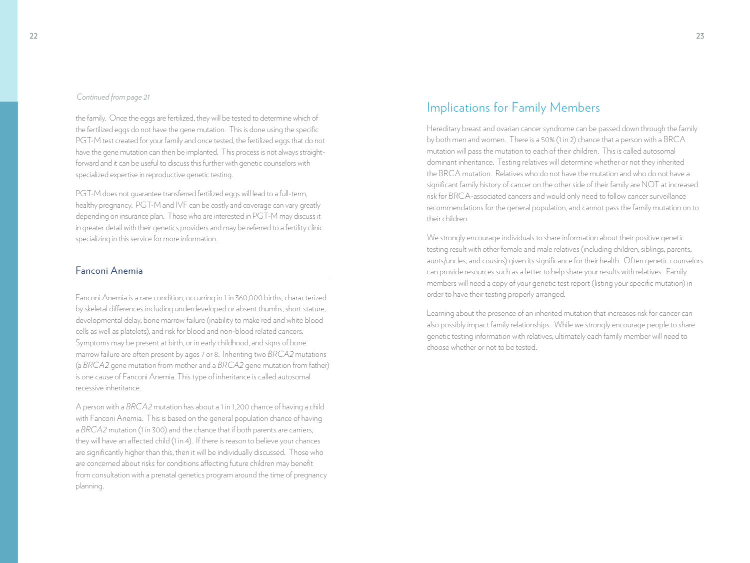*Continued from page 21*

the family. Once the eggs are fertilized, they will be tested to determine which of the fertilized eggs do not have the gene mutation. This is done using the specific PGT-M test created for your family and once tested, the fertilized eggs that do not have the gene mutation can then be implanted. This process is not always straightforward and it can be useful to discuss this further with genetic counselors with specialized expertise in reproductive genetic testing.

PGT-M does not guarantee transferred fertilized eggs will lead to a full-term, healthy pregnancy. PGT-M and IVF can be costly and coverage can vary greatly depending on insurance plan. Those who are interested in PGT-M may discuss it in greater detail with their genetics providers and may be referred to a fertility clinic specializing in this service for more information.

### Fanconi Anemia

Fanconi Anemia is a rare condition, occurring in 1 in 360,000 births, characterized by skeletal differences including underdeveloped or absent thumbs, short stature, developmental delay, bone marrow failure (inability to make red and white blood cells as well as platelets), and risk for blood and non-blood related cancers. Symptoms may be present at birth, or in early childhood, and signs of bone marrow failure are often present by ages 7 or 8. Inheriting two *BRCA2* mutations (a *BRCA2* gene mutation from mother and a *BRCA2* gene mutation from father) is one cause of Fanconi Anemia. This type of inheritance is called autosomal recessive inheritance.

A person with a *BRCA2* mutation has about a 1 in 1,200 chance of having a child with Fanconi Anemia. This is based on the general population chance of having a *BRCA2* mutation (1 in 300) and the chance that if both parents are carriers, they will have an affected child (1 in 4). If there is reason to believe your chances are significantly higher than this, then it will be individually discussed. Those who are concerned about risks for conditions affecting future children may benefit from consultation with a prenatal genetics program around the time of pregnancy planning.

## Implications for Family Members

Hereditary breast and ovarian cancer syndrome can be passed down through the family by both men and women. There is a 50% (1 in 2) chance that a person with a BRCA mutation will pass the mutation to each of their children. This is called autosomal dominant inheritance. Testing relatives will determine whether or not they inherited the BRCA mutation. Relatives who do not have the mutation and who do not have a significant family history of cancer on the other side of their family are NOT at increased risk for BRCA-associated cancers and would only need to follow cancer surveillance recommendations for the general population, and cannot pass the family mutation on to their children.

We strongly encourage individuals to share information about their positive genetic testing result with other female and male relatives (including children, siblings, parents, aunts/uncles, and cousins) given its significance for their health. Often genetic counselors can provide resources such as a letter to help share your results with relatives. Family members will need a copy of your genetic test report (listing your specific mutation) in order to have their testing properly arranged.

Learning about the presence of an inherited mutation that increases risk for cancer can also possibly impact family relationships. While we strongly encourage people to share genetic testing information with relatives, ultimately each family member will need to choose whether or not to be tested.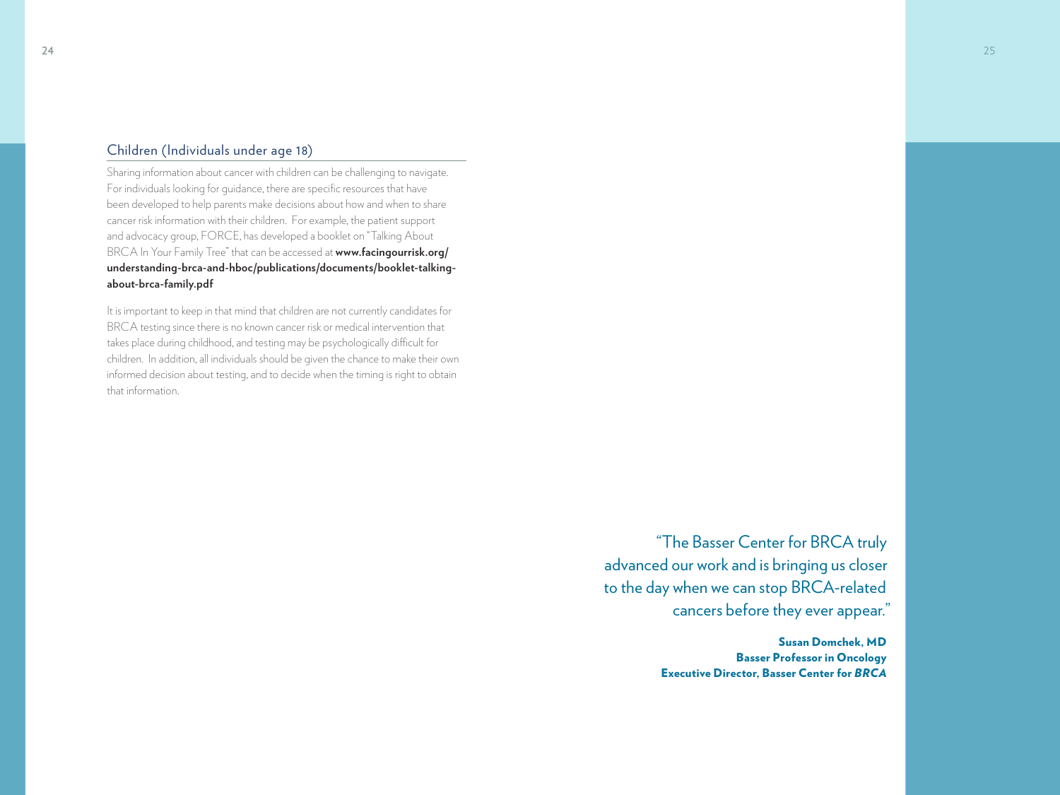## Children (Individuals under age 18)

Sharing information about cancer with children can be challenging to navigate. For individuals looking for guidance, there are specific resources that have been developed to help parents make decisions about how and when to share cancer risk information with their children. For example, the patient support and advocacy group, FORCE, has developed a booklet on "Talking About BRCA In Your Family Tree" that can be accessed at **www.facingourrisk.org/understanding-brca-and-hboc/publications/documents/booklet-talking-about-brca-family.pdf**

It is important to keep in that mind that children are not currently candidates for BRCA testing since there is no known cancer risk or medical intervention that takes place during childhood, and testing may be psychologically difficult for children. In addition, all individuals should be given the chance to make their own informed decision about testing, and to decide when the timing is right to obtain that information.

"The Basser Center for BRCA truly advanced our work and is bringing us closer to the day when we can stop BRCA-related cancers before they ever appear."

**Susan Domchek, MD**
**Basser Professor in Oncology**
**Executive Director, Basser Center for *BRCA***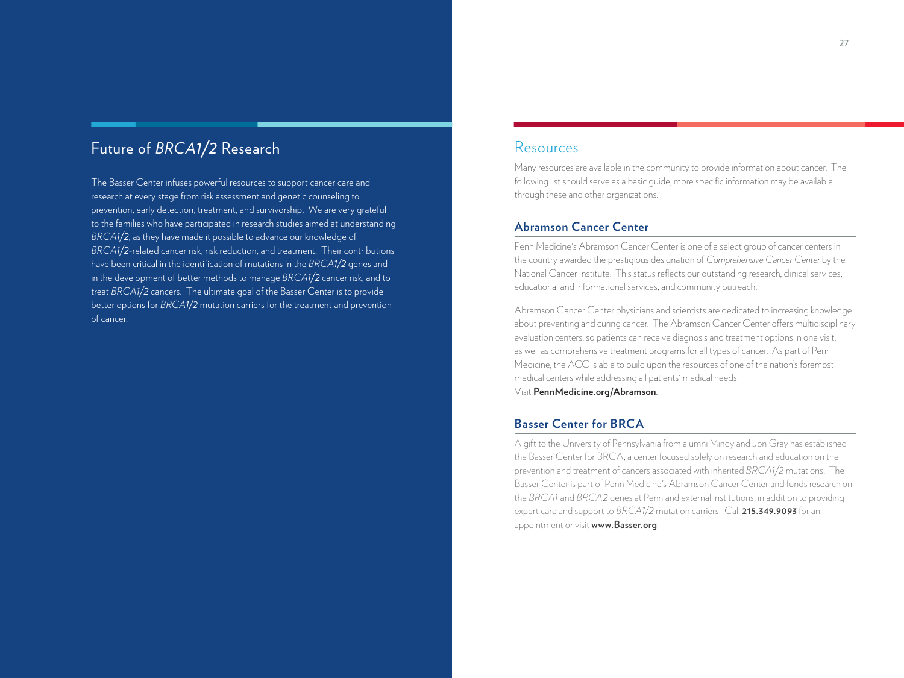## Future of *BRCA1/2* Research

The Basser Center infuses powerful resources to support cancer care and research at every stage from risk assessment and genetic counseling to prevention, early detection, treatment, and survivorship. We are very grateful to the families who have participated in research studies aimed at understanding *BRCA1/2*, as they have made it possible to advance our knowledge of *BRCA1/2*-related cancer risk, risk reduction, and treatment. Their contributions have been critical in the identification of mutations in the *BRCA1/2* genes and in the development of better methods to manage *BRCA1/2* cancer risk, and to treat *BRCA1/2* cancers. The ultimate goal of the Basser Center is to provide better options for *BRCA1/2* mutation carriers for the treatment and prevention of cancer.

## Resources

Many resources are available in the community to provide information about cancer. The following list should serve as a basic guide; more specific information may be available through these and other organizations.

### Abramson Cancer Center

Penn Medicine's Abramson Cancer Center is one of a select group of cancer centers in the country awarded the prestigious designation of *Comprehensive Cancer Center* by the National Cancer Institute. This status reflects our outstanding research, clinical services, educational and informational services, and community outreach.

Abramson Cancer Center physicians and scientists are dedicated to increasing knowledge about preventing and curing cancer. The Abramson Cancer Center offers multidisciplinary evaluation centers, so patients can receive diagnosis and treatment options in one visit, as well as comprehensive treatment programs for all types of cancer. As part of Penn Medicine, the ACC is able to build upon the resources of one of the nation's foremost medical centers while addressing all patients' medical needs.
Visit **PennMedicine.org/Abramson**.

### Basser Center for BRCA

A gift to the University of Pennsylvania from alumni Mindy and Jon Gray has established the Basser Center for BRCA, a center focused solely on research and education on the prevention and treatment of cancers associated with inherited *BRCA1/2* mutations. The Basser Center is part of Penn Medicine's Abramson Cancer Center and funds research on the *BRCA1* and *BRCA2* genes at Penn and external institutions, in addition to providing expert care and support to *BRCA1/2* mutation carriers. Call **215.349.9093** for an appointment or visit **www.Basser.org**.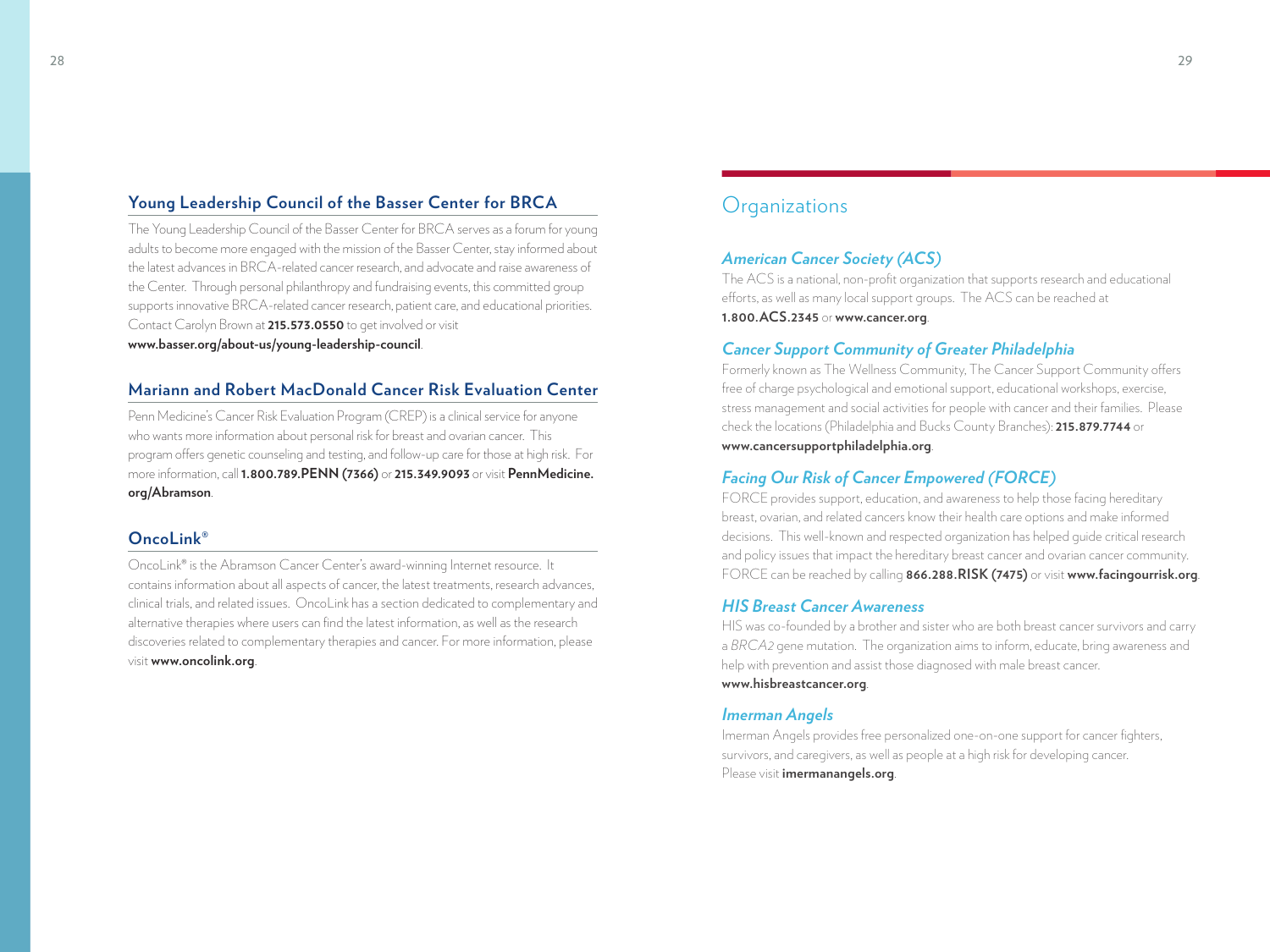### Young Leadership Council of the Basser Center for BRCA

The Young Leadership Council of the Basser Center for BRCA serves as a forum for young adults to become more engaged with the mission of the Basser Center, stay informed about the latest advances in BRCA-related cancer research, and advocate and raise awareness of the Center. Through personal philanthropy and fundraising events, this committed group supports innovative BRCA-related cancer research, patient care, and educational priorities. Contact Carolyn Brown at **215.573.0550** to get involved or visit **www.basser.org/about-us/young-leadership-council**.

### Mariann and Robert MacDonald Cancer Risk Evaluation Center

Penn Medicine's Cancer Risk Evaluation Program (CREP) is a clinical service for anyone who wants more information about personal risk for breast and ovarian cancer. This program offers genetic counseling and testing, and follow-up care for those at high risk. For more information, call **1.800.789.PENN (7366)** or **215.349.9093** or visit **PennMedicine.org/Abramson**.

### OncoLink®

OncoLink® is the Abramson Cancer Center's award-winning Internet resource. It contains information about all aspects of cancer, the latest treatments, research advances, clinical trials, and related issues. OncoLink has a section dedicated to complementary and alternative therapies where users can find the latest information, as well as the research discoveries related to complementary therapies and cancer. For more information, please visit **www.oncolink.org**.

## Organizations

### *American Cancer Society (ACS)*

The ACS is a national, non-profit organization that supports research and educational efforts, as well as many local support groups. The ACS can be reached at **1.800.ACS.2345** or **www.cancer.org**.

### *Cancer Support Community of Greater Philadelphia*

Formerly known as The Wellness Community, The Cancer Support Community offers free of charge psychological and emotional support, educational workshops, exercise, stress management and social activities for people with cancer and their families. Please check the locations (Philadelphia and Bucks County Branches): **215.879.7744** or **www.cancersupportphiladelphia.org**.

### *Facing Our Risk of Cancer Empowered (FORCE)*

FORCE provides support, education, and awareness to help those facing hereditary breast, ovarian, and related cancers know their health care options and make informed decisions. This well-known and respected organization has helped guide critical research and policy issues that impact the hereditary breast cancer and ovarian cancer community. FORCE can be reached by calling **866.288.RISK (7475)** or visit **www.facingourrisk.org**.

### *HIS Breast Cancer Awareness*

HIS was co-founded by a brother and sister who are both breast cancer survivors and carry a *BRCA2* gene mutation. The organization aims to inform, educate, bring awareness and help with prevention and assist those diagnosed with male breast cancer. **www.hisbreastcancer.org**.

### *Imerman Angels*

Imerman Angels provides free personalized one-on-one support for cancer fighters, survivors, and caregivers, as well as people at a high risk for developing cancer. Please visit **imermanangels.org**.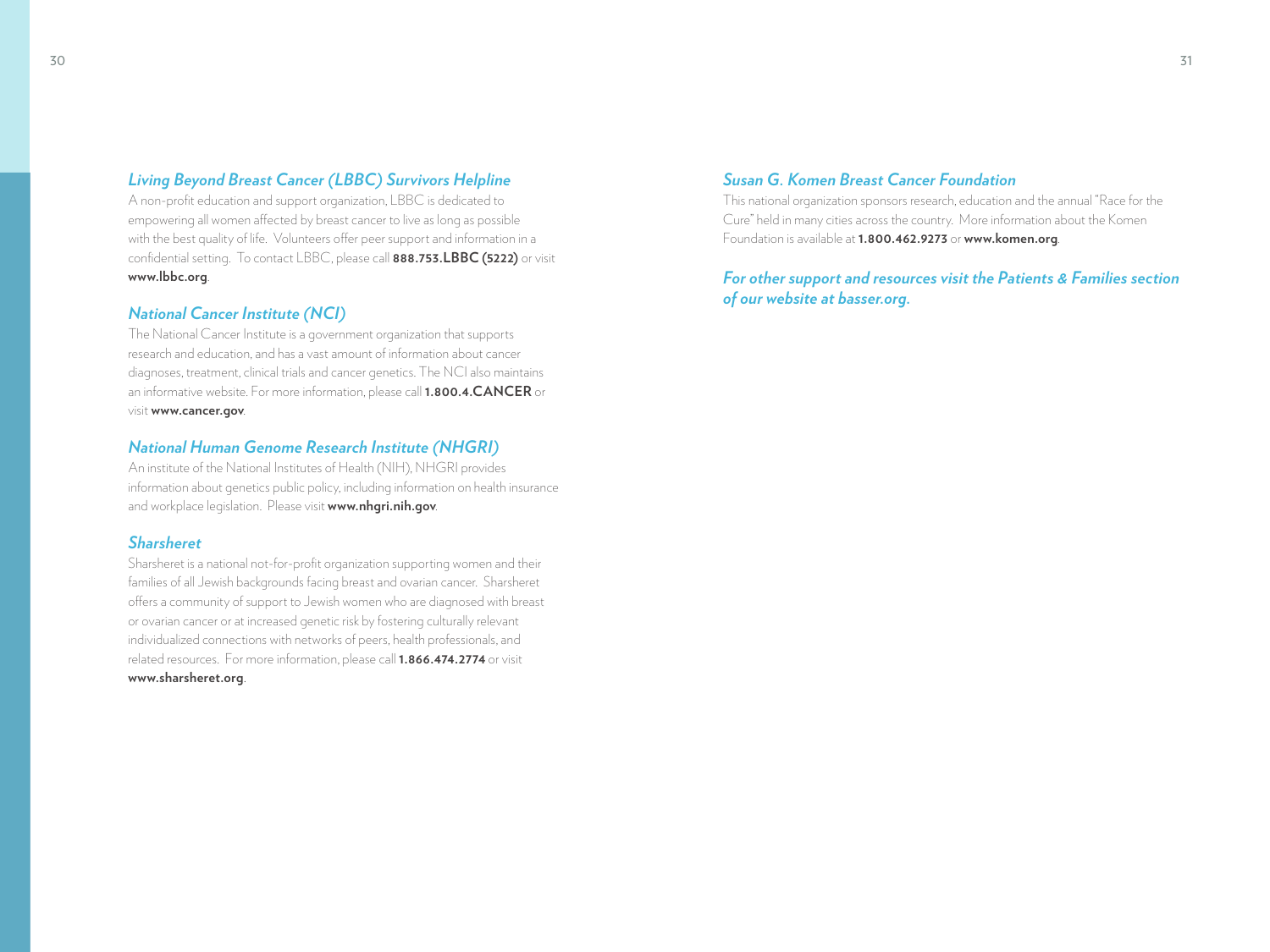### *Living Beyond Breast Cancer (LBBC) Survivors Helpline*

A non-profit education and support organization, LBBC is dedicated to empowering all women affected by breast cancer to live as long as possible with the best quality of life. Volunteers offer peer support and information in a confidential setting. To contact LBBC, please call **888.753.LBBC (5222)** or visit **www.lbbc.org**.

### *National Cancer Institute (NCI)*

The National Cancer Institute is a government organization that supports research and education, and has a vast amount of information about cancer diagnoses, treatment, clinical trials and cancer genetics. The NCI also maintains an informative website. For more information, please call **1.800.4.CANCER** or visit **www.cancer.gov**.

### *National Human Genome Research Institute (NHGRI)*

An institute of the National Institutes of Health (NIH), NHGRI provides information about genetics public policy, including information on health insurance and workplace legislation. Please visit **www.nhgri.nih.gov**.

### *Sharsheret*

Sharsheret is a national not-for-profit organization supporting women and their families of all Jewish backgrounds facing breast and ovarian cancer. Sharsheret offers a community of support to Jewish women who are diagnosed with breast or ovarian cancer or at increased genetic risk by fostering culturally relevant individualized connections with networks of peers, health professionals, and related resources. For more information, please call **1.866.474.2774** or visit **www.sharsheret.org**.

### *Susan G. Komen Breast Cancer Foundation*

This national organization sponsors research, education and the annual "Race for the Cure" held in many cities across the country. More information about the Komen Foundation is available at **1.800.462.9273** or **www.komen.org**.

***For other support and resources visit the Patients & Families section of our website at basser.org.***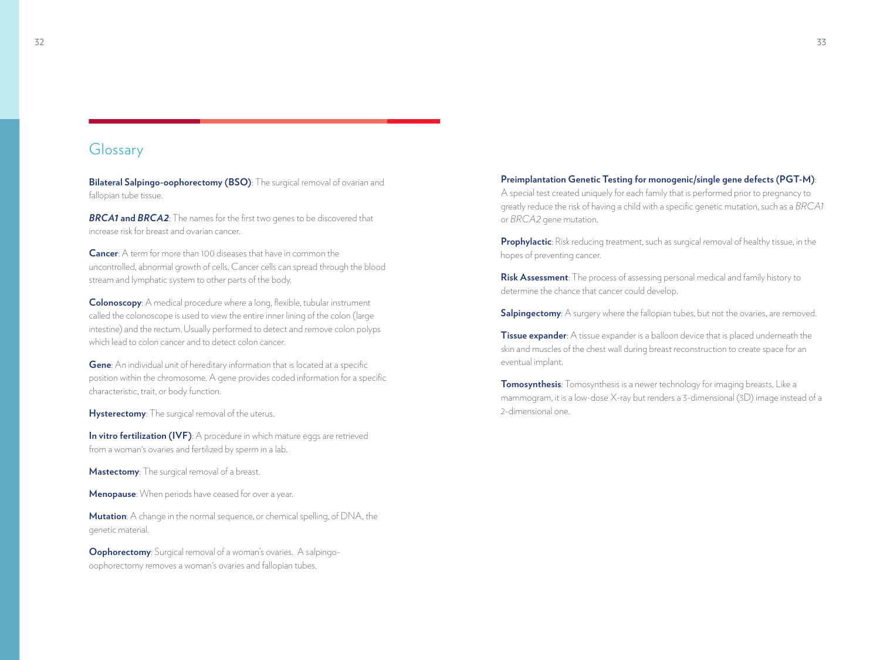## Glossary

**Bilateral Salpingo-oophorectomy (BSO)**: The surgical removal of ovarian and fallopian tube tissue.

***BRCA1* and *BRCA2***: The names for the first two genes to be discovered that increase risk for breast and ovarian cancer.

**Cancer**: A term for more than 100 diseases that have in common the uncontrolled, abnormal growth of cells. Cancer cells can spread through the blood stream and lymphatic system to other parts of the body.

**Colonoscopy**: A medical procedure where a long, flexible, tubular instrument called the colonoscope is used to view the entire inner lining of the colon (large intestine) and the rectum. Usually performed to detect and remove colon polyps which lead to colon cancer and to detect colon cancer.

**Gene**: An individual unit of hereditary information that is located at a specific position within the chromosome. A gene provides coded information for a specific characteristic, trait, or body function.

**Hysterectomy**: The surgical removal of the uterus.

**In vitro fertilization (IVF)**: A procedure in which mature eggs are retrieved from a woman's ovaries and fertilized by sperm in a lab.

**Mastectomy**: The surgical removal of a breast.

**Menopause**: When periods have ceased for over a year.

**Mutation**: A change in the normal sequence, or chemical spelling, of DNA, the genetic material.

**Oophorectomy**: Surgical removal of a woman's ovaries. A salpingo-oophorectomy removes a woman's ovaries and fallopian tubes.

**Preimplantation Genetic Testing for monogenic/single gene defects (PGT-M)**: A special test created uniquely for each family that is performed prior to pregnancy to greatly reduce the risk of having a child with a specific genetic mutation, such as a *BRCA1* or *BRCA2* gene mutation.

**Prophylactic**: Risk reducing treatment, such as surgical removal of healthy tissue, in the hopes of preventing cancer.

**Risk Assessment**: The process of assessing personal medical and family history to determine the chance that cancer could develop.

**Salpingectomy**: A surgery where the fallopian tubes, but not the ovaries, are removed.

**Tissue expander**: A tissue expander is a balloon device that is placed underneath the skin and muscles of the chest wall during breast reconstruction to create space for an eventual implant.

**Tomosynthesis**: Tomosynthesis is a newer technology for imaging breasts. Like a mammogram, it is a low-dose X-ray but renders a 3-dimensional (3D) image instead of a 2-dimensional one.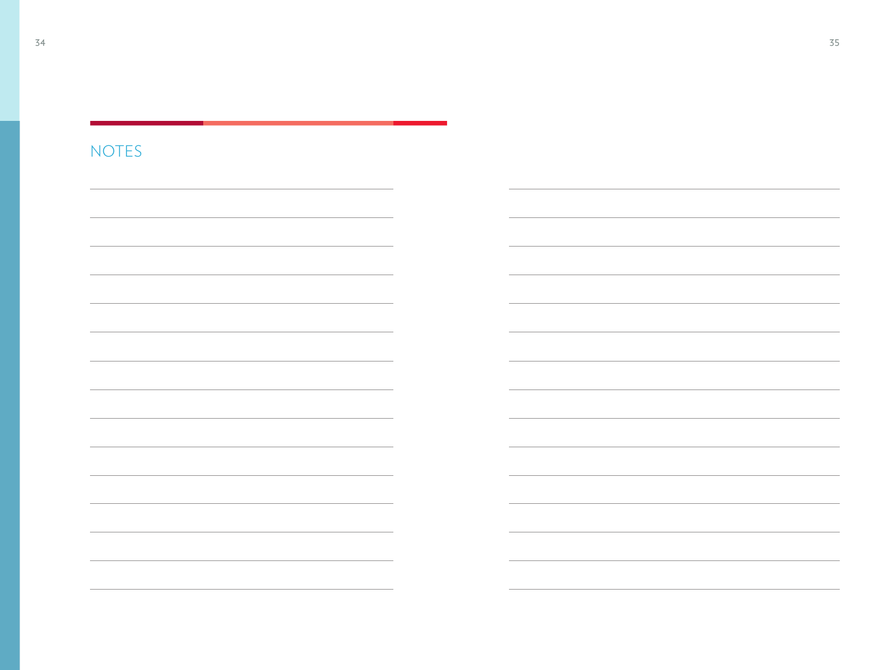# NOTES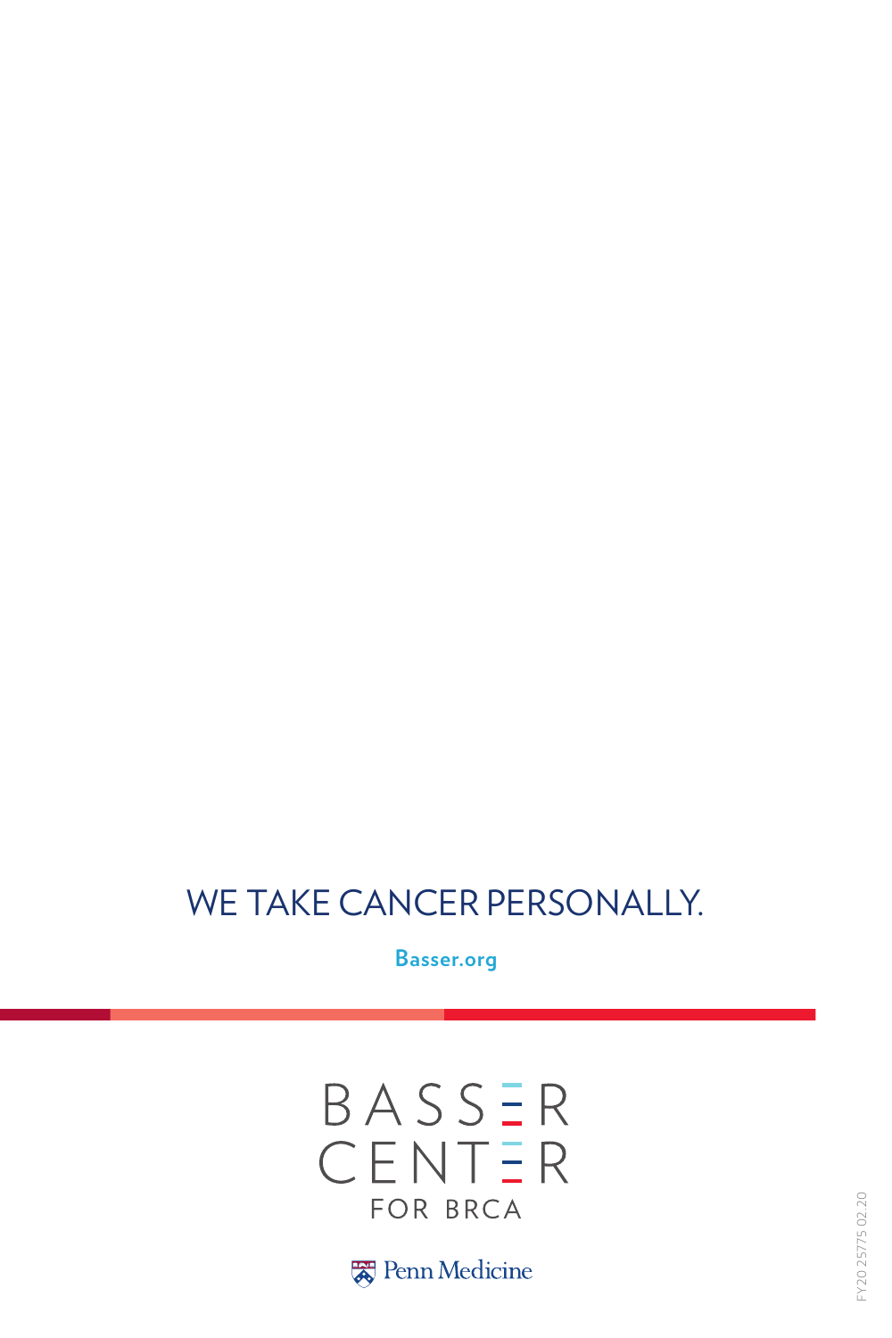WE TAKE CANCER PERSONALLY.

Basser.org

BASSER CENTER
FOR BRCA

Penn Medicine

FY20 25775 02.20